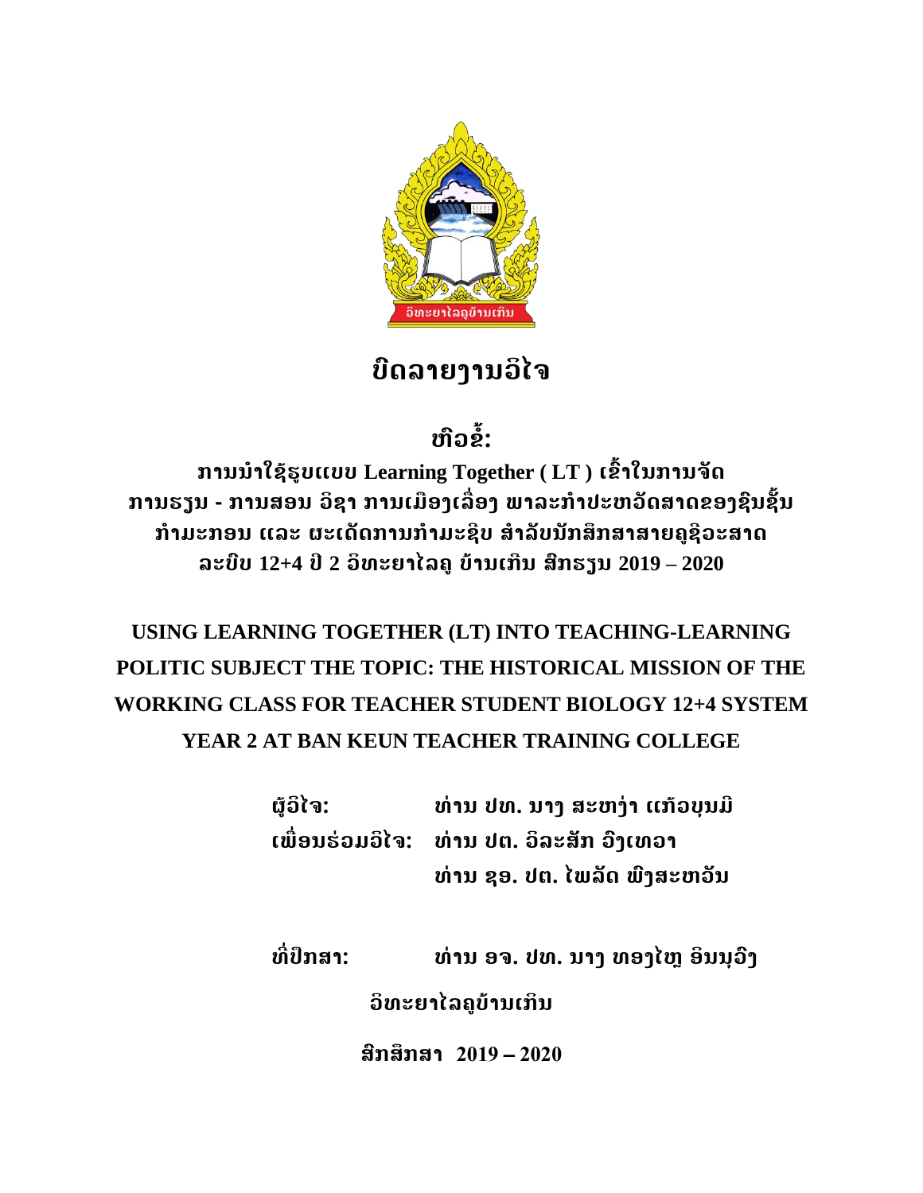# ບົດລາຍງານວິໄຈ

## ຫົວຂໍ້:

**ການນຳໃຊ້ຮູບແບບ Learning Together ( LT ) ເຂົ້າໃນການຈັດ ການຮຽນ - ການສອນ ວິຊາ ການເມືອງເລື່ອງ ພາລະກຳປະຫວັດສາດຂອງຊົນຊັ້ນ ກຳມະກອນ ແລະ ຜະເດັດການກຳມະຊີບ ສຳລັບນັກສຶກສາສາຍຄູຊີວະສາດ ລະບົບ 12+4 ປີ 2 ວິທະຍາໄລຄູ ບ້ານເກິນ ສົກຮຽນ 2019 – 2020**

**USING LEARNING TOGETHER (LT) INTO TEACHING-LEARNING POLITIC SUBJECT THE TOPIC: THE HISTORICAL MISSION OF THE WORKING CLASS FOR TEACHER STUDENT BIOLOGY 12+4 SYSTEM YEAR 2 AT BAN KEUN TEACHER TRAINING COLLEGE**

**ຜູ້ວິໄຈ:** ທ່ານ ປທ. ນາງ ສະຫງ່າ ແກ້ວບຸນມີ

**ເພື່ອນຮ່ວມວິໄຈ:** ທ່ານ ປຕ. ວິລະສັກ ວົງເທວາ

ທ່ານ ຊອ. ປຕ. ໄພລັດ ພົງສະຫວັນ

**ທີ່ປຶກສາ:** ທ່ານ ອຈ. ປທ. ນາງ ທອງໄຫຼ ອິນນຸວົງ

**ວິທະຍາໄລຄູບ້ານເກິນ**

**ສົກສຶກສາ 2019 – 2020**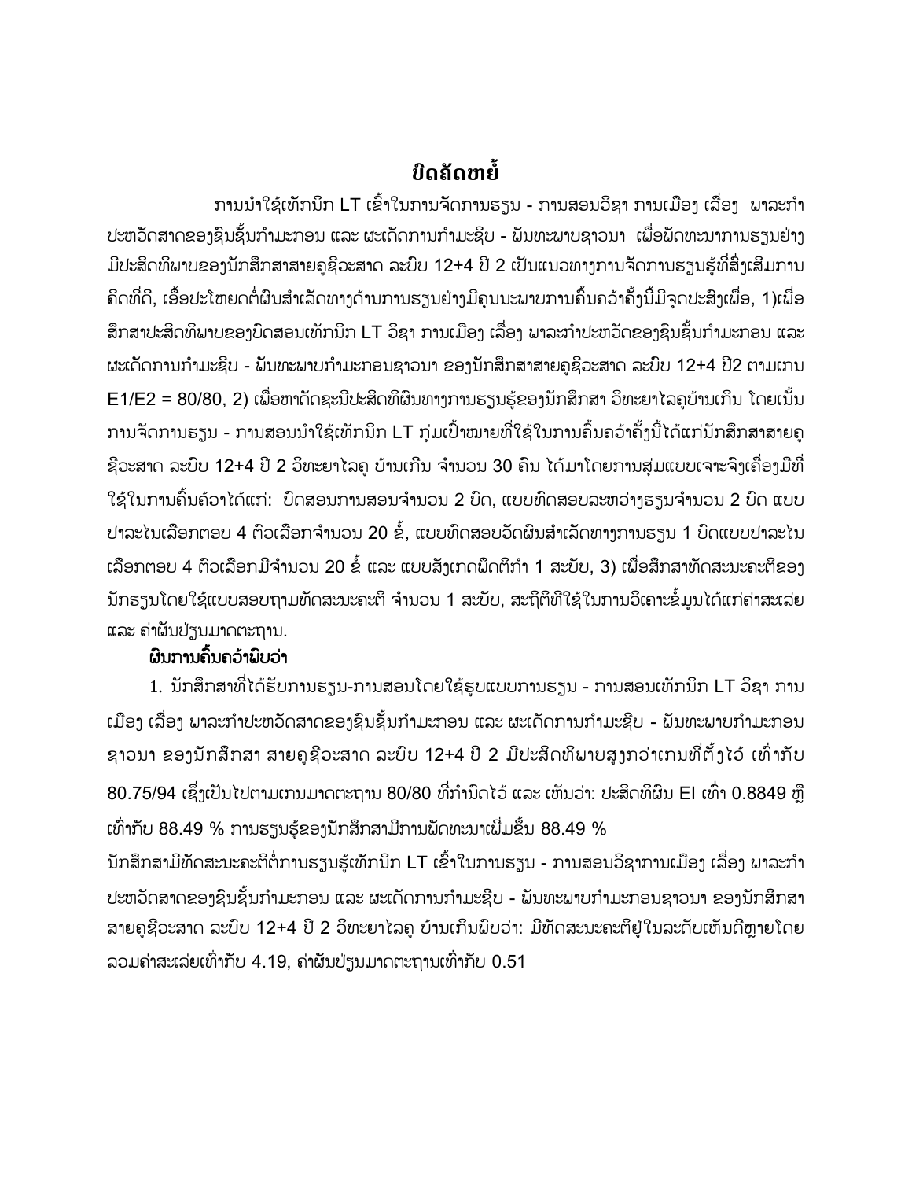# ບົດຄັດຫຍໍ້

ການນຳໃຊ້ເທັກນິກ LT ເຂົ້າໃນການຈັດການຮຽນ - ການສອນວິຊາ ການເມືອງ ເລື່ອງ ພາລະກຳປະຫວັດສາດຂອງຊົນຊັ້ນກຳມະກອນ ແລະ ຜະເດັດການກຳມະຊີບ - ພັນທະພາບຊາວນາ ເພື່ອພັດທະນາການຮຽນຢ່າງມີປະສິດທິພາບຂອງນັກສຶກສາສາຍຄູຊີວະສາດ ລະບົບ 12+4 ປີ 2 ເປັນແນວທາງການຈັດການຮຽນຮູ້ທີ່ສົ່ງເສີມການຄິດທີ່ດີ, ເອື້ອປະໂຫຍດຕໍ່ຜົນສຳເລັດທາງດ້ານການຮຽນຢ່າງມີຄຸນນະພາບການຄົ້ນຄວ້າຄັ້ງນີ້ມີຈຸດປະສົງເພື່ອ, 1)ເພື່ອສຶກສາປະສິດທິພາບຂອງບົດສອນເທັກນິກ LT ວິຊາ ການເມືອງ ເລື່ອງ ພາລະກຳປະຫວັດຂອງຊົນຊັ້ນກຳມະກອນ ແລະ ຜະເດັດການກຳມະຊີບ - ພັນທະພາບກຳມະກອນຊາວນາ ຂອງນັກສຶກສາສາຍຄູຊີວະສາດ ລະບົບ 12+4 ປີ2 ຕາມເກນ E1/E2 = 80/80, 2) ເພື່ອຫາດັດຊະນີປະສິດທິຜົນທາງການຮຽນຮູ້ຂອງນັກສຶກສາ ວິທະຍາໄລຄູບ້ານເກີນ ໂດຍເນັ້ນການຈັດການຮຽນ - ການສອນນຳໃຊ້ເທັກນິກ LT ກຸ່ມເປົ້າໝາຍທີ່ໃຊ້ໃນການຄົ້ນຄວ້າຄັ້ງນີ້ໄດ້ແກ່ນັກສຶກສາສາຍຄູຊີວະສາດ ລະບົບ 12+4 ປີ 2 ວິທະຍາໄລຄູ ບ້ານເກີນ ຈຳນວນ 30 ຄົນ ໄດ້ມາໂດຍການສຸ່ມແບບເຈາະຈົງເຄື່ອງມືທີ່ໃຊ້ໃນການຄົ້ນຄ້ວາໄດ້ແກ່: ບົດສອນການສອນຈຳນວນ 2 ບົດ, ແບບທົດສອບລະຫວ່າງຮຽນຈຳນວນ 2 ບົດ ແບບປາລະໄນເລືອກຕອບ 4 ຕົວເລືອກຈຳນວນ 20 ຂໍ້, ແບບທົດສອບວັດຜົນສຳເລັດທາງການຮຽນ 1 ບົດແບບປາລະໄນເລືອກຕອບ 4 ຕົວເລືອກມີຈຳນວນ 20 ຂໍ້ ແລະ ແບບສັງເກດພຶດຕິກຳ 1 ສະບັບ, 3) ເພື່ອສຶກສາທັດສະນະຄະຕິຂອງນັກຮຽນໂດຍໃຊ້ແບບສອບຖາມທັດສະນະຄະຕິ ຈຳນວນ 1 ສະບັບ, ສະຖິຕິທີ່ໃຊ້ໃນການວິເຄາະຂໍ້ມູນໄດ້ແກ່ຄ່າສະເລ່ຍ ແລະ ຄ່າຜັນປ່ຽນມາດຕະຖານ.

**ຜົນການຄົ້ນຄວ້າພົບວ່າ**

1. ນັກສຶກສາທີ່ໄດ້ຮັບການຮຽນ-ການສອນໂດຍໃຊ້ຮູບແບບການຮຽນ - ການສອນເທັກນິກ LT ວິຊາ ການເມືອງ ເລື່ອງ ພາລະກຳປະຫວັດສາດຂອງຊົນຊັ້ນກຳມະກອນ ແລະ ຜະເດັດການກຳມະຊີບ - ພັນທະພາບກຳມະກອນຊາວນາ ຂອງນັກສຶກສາ ສາຍຄູຊີວະສາດ ລະບົບ 12+4 ປີ 2 ມີປະສິດທິພາບສູງກວ່າເກນທີ່ຕັ້ງໄວ້ ເທົ່າກັບ 80.75/94 ເຊິ່ງເປັນໄປຕາມເກນມາດຕະຖານ 80/80 ທີ່ກຳນົດໄວ້ ແລະ ເຫັນວ່າ: ປະສິດທິຜົນ EI ເທົ່າ 0.8849 ຫຼື ເທົ່າກັບ 88.49 % ການຮຽນຮູ້ຂອງນັກສຶກສາມີການພັດທະນາເພີ່ມຂຶ້ນ 88.49 %

ນັກສຶກສາມີທັດສະນະຄະຕິຕໍ່ການຮຽນຮູ້ເທັກນິກ LT ເຂົ້າໃນການຮຽນ - ການສອນວິຊາການເມືອງ ເລື່ອງ ພາລະກຳປະຫວັດສາດຂອງຊົນຊັ້ນກຳມະກອນ ແລະ ຜະເດັດການກຳມະຊີບ - ພັນທະພາບກຳມະກອນຊາວນາ ຂອງນັກສຶກສາສາຍຄູຊີວະສາດ ລະບົບ 12+4 ປີ 2 ວິທະຍາໄລຄູ ບ້ານເກີນພົບວ່າ: ມີທັດສະນະຄະຕິຢູ່ໃນລະດັບເຫັນດີຫຼາຍໂດຍລວມຄ່າສະເລ່ຍເທົ່າກັບ 4.19, ຄ່າຜັນປ່ຽນມາດຕະຖານເທົ່າກັບ 0.51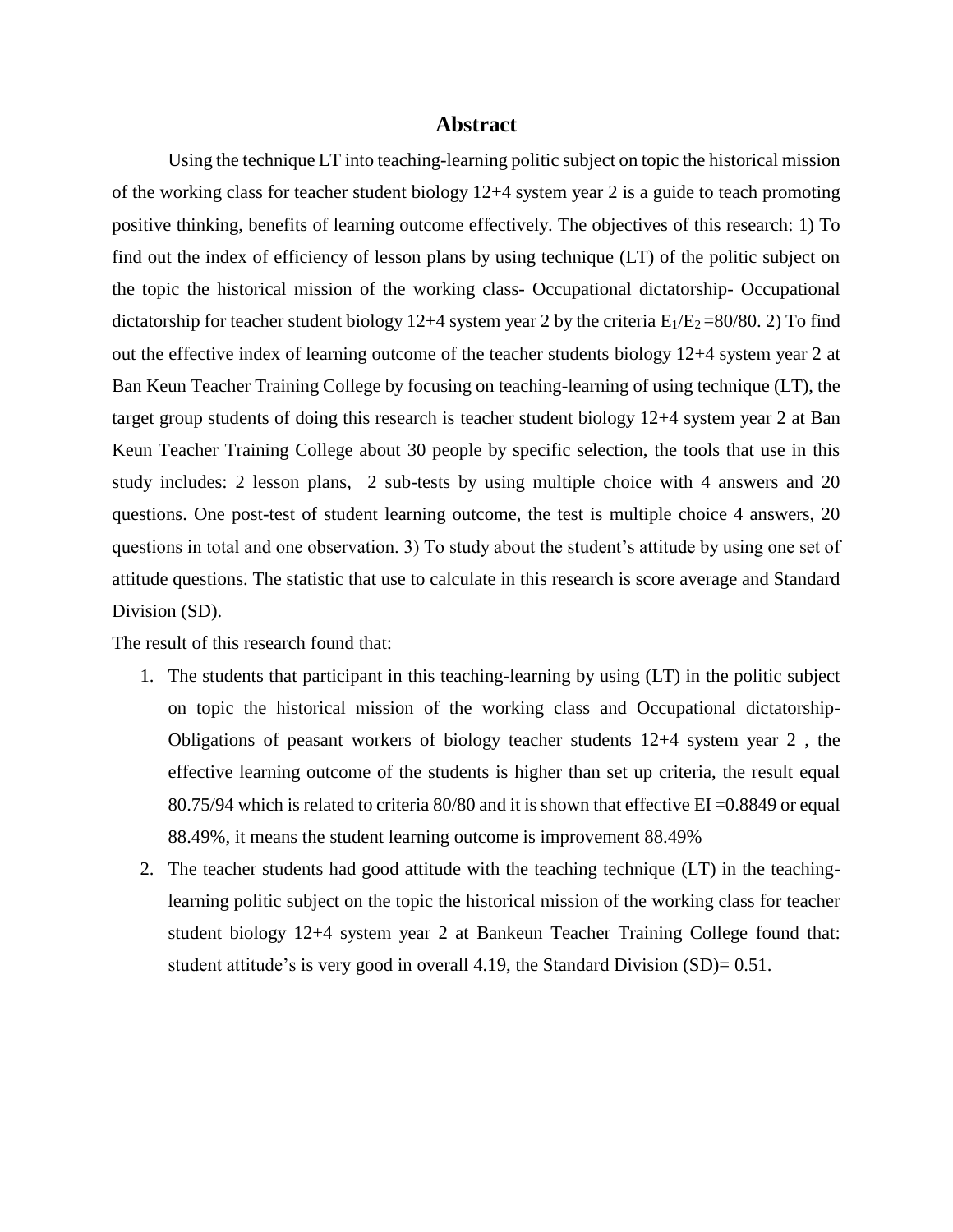# Abstract

Using the technique LT into teaching-learning politic subject on topic the historical mission of the working class for teacher student biology 12+4 system year 2 is a guide to teach promoting positive thinking, benefits of learning outcome effectively. The objectives of this research: 1) To find out the index of efficiency of lesson plans by using technique (LT) of the politic subject on the topic the historical mission of the working class- Occupational dictatorship- Occupational dictatorship for teacher student biology 12+4 system year 2 by the criteria $E_1/E_2$ =80/80. 2) To find out the effective index of learning outcome of the teacher students biology 12+4 system year 2 at Ban Keun Teacher Training College by focusing on teaching-learning of using technique (LT), the target group students of doing this research is teacher student biology 12+4 system year 2 at Ban Keun Teacher Training College about 30 people by specific selection, the tools that use in this study includes: 2 lesson plans, 2 sub-tests by using multiple choice with 4 answers and 20 questions. One post-test of student learning outcome, the test is multiple choice 4 answers, 20 questions in total and one observation. 3) To study about the student's attitude by using one set of attitude questions. The statistic that use to calculate in this research is score average and Standard Division (SD).

The result of this research found that:

1. The students that participant in this teaching-learning by using (LT) in the politic subject on topic the historical mission of the working class and Occupational dictatorship- Obligations of peasant workers of biology teacher students 12+4 system year 2 , the effective learning outcome of the students is higher than set up criteria, the result equal 80.75/94 which is related to criteria 80/80 and it is shown that effective EI =0.8849 or equal 88.49%, it means the student learning outcome is improvement 88.49%
2. The teacher students had good attitude with the teaching technique (LT) in the teaching-learning politic subject on the topic the historical mission of the working class for teacher student biology 12+4 system year 2 at Bankeun Teacher Training College found that: student attitude's is very good in overall 4.19, the Standard Division (SD)= 0.51.